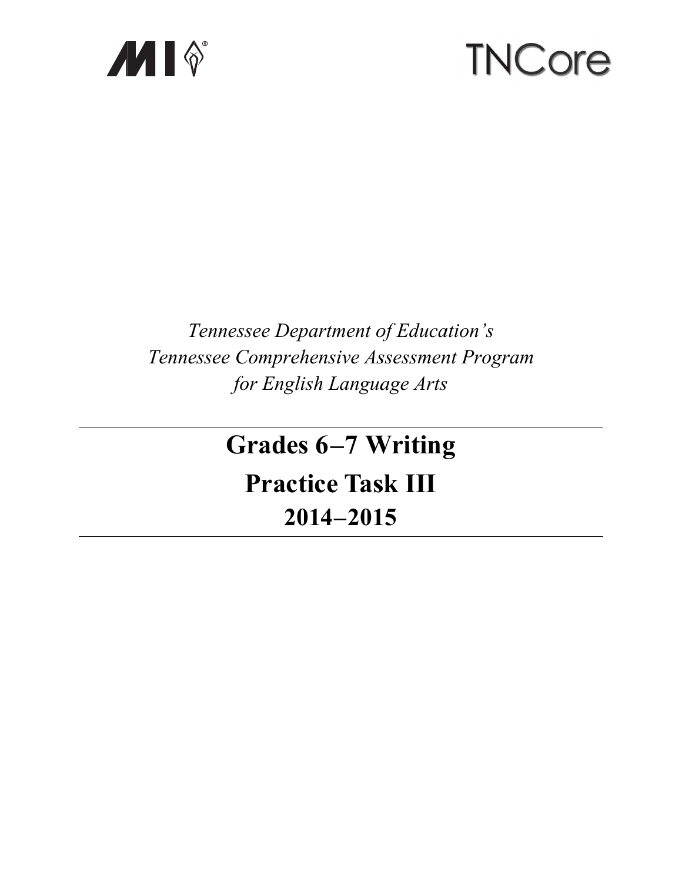MI TNCore

*Tennessee Department of Education's*
*Tennessee Comprehensive Assessment Program*
*for English Language Arts*

# Grades 6–7 Writing

# Practice Task III

## 2014–2015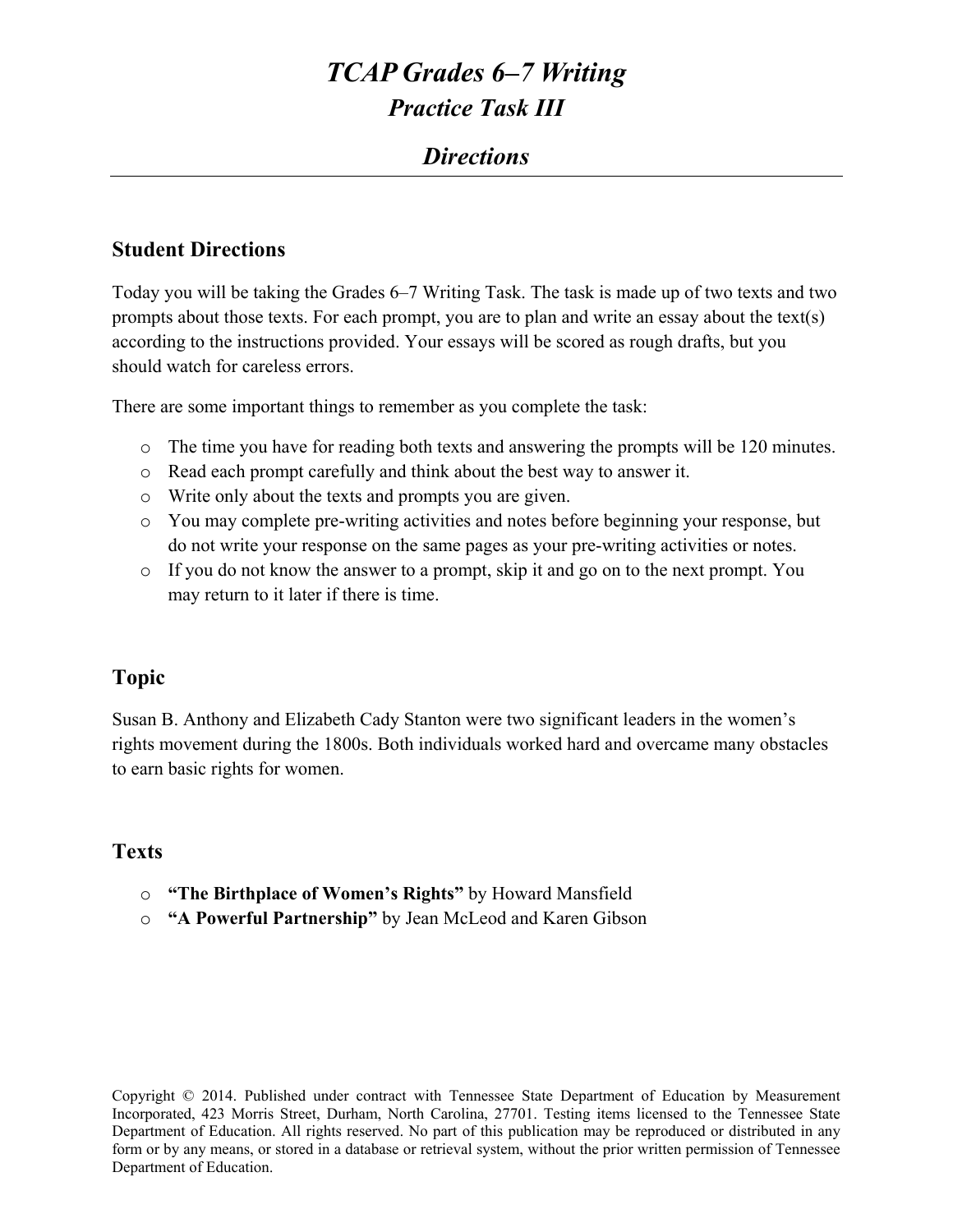# *TCAP Grades 6–7 Writing*

## *Practice Task III*

## *Directions*

### Student Directions

Today you will be taking the Grades 6–7 Writing Task. The task is made up of two texts and two prompts about those texts. For each prompt, you are to plan and write an essay about the text(s) according to the instructions provided. Your essays will be scored as rough drafts, but you should watch for careless errors.

There are some important things to remember as you complete the task:

- The time you have for reading both texts and answering the prompts will be 120 minutes.
- Read each prompt carefully and think about the best way to answer it.
- Write only about the texts and prompts you are given.
- You may complete pre-writing activities and notes before beginning your response, but do not write your response on the same pages as your pre-writing activities or notes.
- If you do not know the answer to a prompt, skip it and go on to the next prompt. You may return to it later if there is time.

### Topic

Susan B. Anthony and Elizabeth Cady Stanton were two significant leaders in the women's rights movement during the 1800s. Both individuals worked hard and overcame many obstacles to earn basic rights for women.

### Texts

- **"The Birthplace of Women's Rights"** by Howard Mansfield
- **"A Powerful Partnership"** by Jean McLeod and Karen Gibson

Copyright © 2014. Published under contract with Tennessee State Department of Education by Measurement Incorporated, 423 Morris Street, Durham, North Carolina, 27701. Testing items licensed to the Tennessee State Department of Education. All rights reserved. No part of this publication may be reproduced or distributed in any form or by any means, or stored in a database or retrieval system, without the prior written permission of Tennessee Department of Education.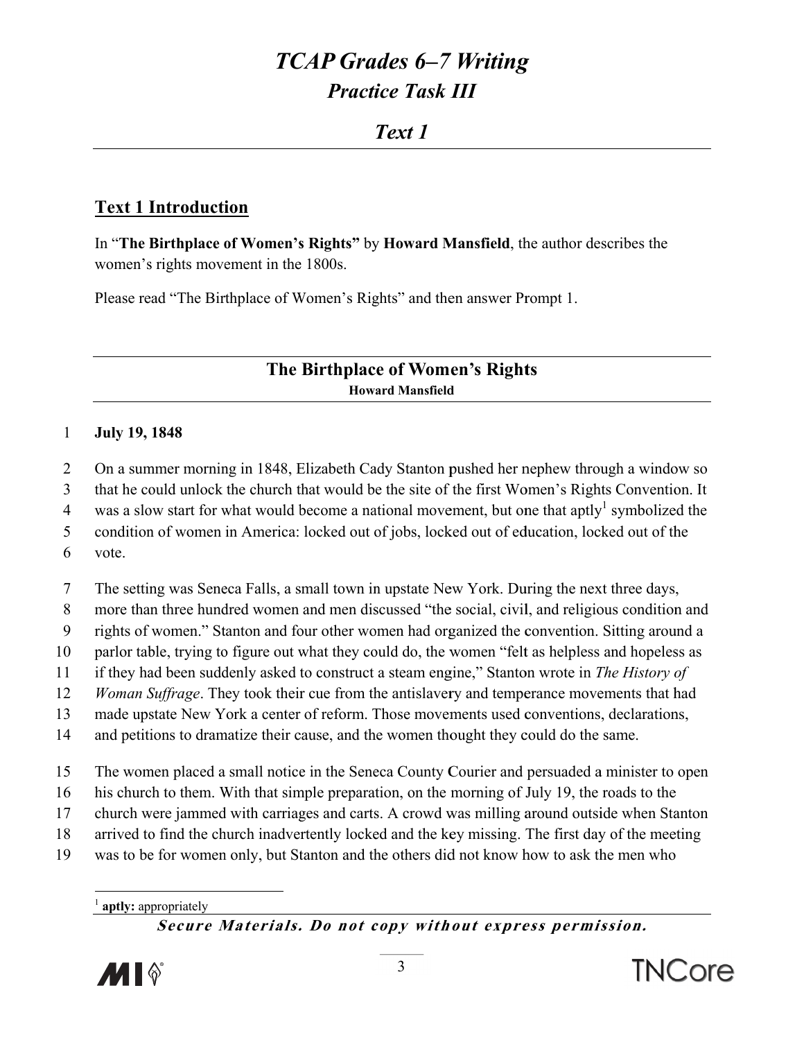# *TCAP Grades 6–7 Writing*

## *Practice Task III*

## *Text 1*

### Text 1 Introduction

In "**The Birthplace of Women's Rights"** by **Howard Mansfield**, the author describes the women's rights movement in the 1800s.

Please read "The Birthplace of Women's Rights" and then answer Prompt 1.

## The Birthplace of Women's Rights

**Howard Mansfield**

**July 19, 1848**

On a summer morning in 1848, Elizabeth Cady Stanton pushed her nephew through a window so that he could unlock the church that would be the site of the first Women's Rights Convention. It was a slow start for what would become a national movement, but one that aptly[1] symbolized the condition of women in America: locked out of jobs, locked out of education, locked out of the vote.

The setting was Seneca Falls, a small town in upstate New York. During the next three days, more than three hundred women and men discussed "the social, civil, and religious condition and rights of women." Stanton and four other women had organized the convention. Sitting around a parlor table, trying to figure out what they could do, the women "felt as helpless and hopeless as if they had been suddenly asked to construct a steam engine," Stanton wrote in *The History of Woman Suffrage*. They took their cue from the antislavery and temperance movements that had made upstate New York a center of reform. Those movements used conventions, declarations, and petitions to dramatize their cause, and the women thought they could do the same.

The women placed a small notice in the Seneca County Courier and persuaded a minister to open his church to them. With that simple preparation, on the morning of July 19, the roads to the church were jammed with carriages and carts. A crowd was milling around outside when Stanton arrived to find the church inadvertently locked and the key missing. The first day of the meeting was to be for women only, but Stanton and the others did not know how to ask the men who

[1] **aptly:** appropriately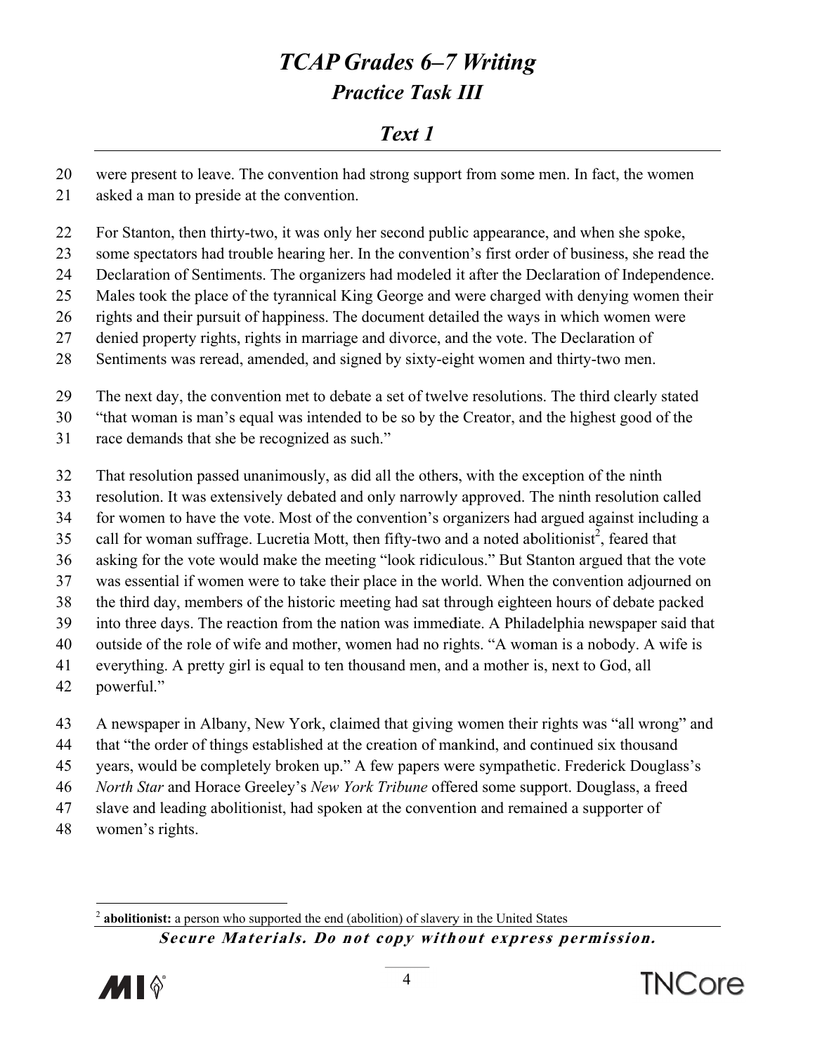# TCAP Grades 6–7 Writing

## Practice Task III

### Text 1

were present to leave. The convention had strong support from some men. In fact, the women asked a man to preside at the convention.

For Stanton, then thirty-two, it was only her second public appearance, and when she spoke, some spectators had trouble hearing her. In the convention's first order of business, she read the Declaration of Sentiments. The organizers had modeled it after the Declaration of Independence. Males took the place of the tyrannical King George and were charged with denying women their rights and their pursuit of happiness. The document detailed the ways in which women were denied property rights, rights in marriage and divorce, and the vote. The Declaration of Sentiments was reread, amended, and signed by sixty-eight women and thirty-two men.

The next day, the convention met to debate a set of twelve resolutions. The third clearly stated "that woman is man's equal was intended to be so by the Creator, and the highest good of the race demands that she be recognized as such."

That resolution passed unanimously, as did all the others, with the exception of the ninth resolution. It was extensively debated and only narrowly approved. The ninth resolution called for women to have the vote. Most of the convention's organizers had argued against including a call for woman suffrage. Lucretia Mott, then fifty-two and a noted abolitionist[2], feared that asking for the vote would make the meeting "look ridiculous." But Stanton argued that the vote was essential if women were to take their place in the world. When the convention adjourned on the third day, members of the historic meeting had sat through eighteen hours of debate packed into three days. The reaction from the nation was immediate. A Philadelphia newspaper said that outside of the role of wife and mother, women had no rights. "A woman is a nobody. A wife is everything. A pretty girl is equal to ten thousand men, and a mother is, next to God, all powerful."

A newspaper in Albany, New York, claimed that giving women their rights was "all wrong" and that "the order of things established at the creation of mankind, and continued six thousand years, would be completely broken up." A few papers were sympathetic. Frederick Douglass's *North Star* and Horace Greeley's *New York Tribune* offered some support. Douglass, a freed slave and leading abolitionist, had spoken at the convention and remained a supporter of women's rights.

[2] **abolitionist:** a person who supported the end (abolition) of slavery in the United States

***Secure Materials. Do not copy without express permission.***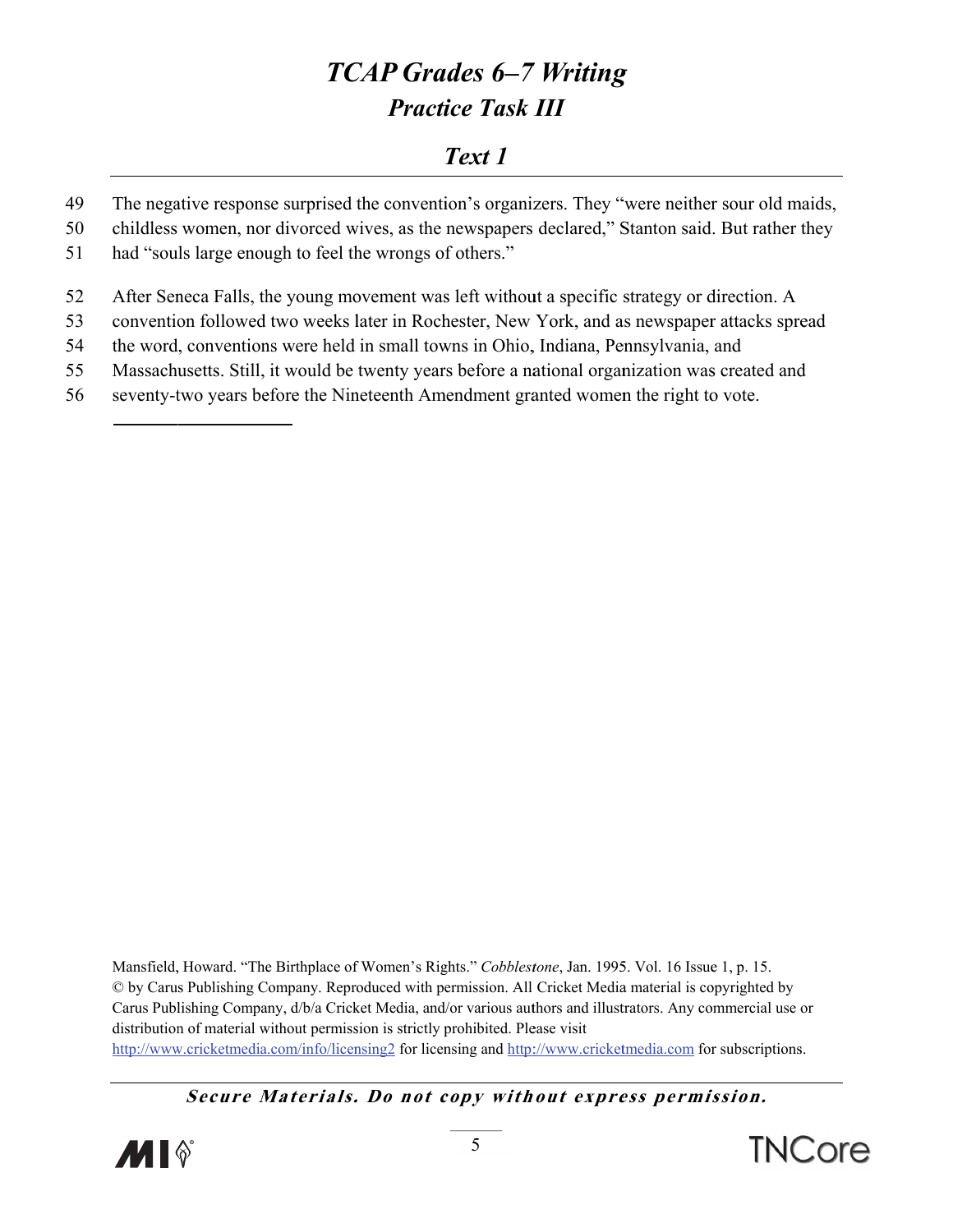# TCAP Grades 6–7 Writing
## Practice Task III

### Text 1

49 The negative response surprised the convention's organizers. They "were neither sour old maids,
50 childless women, nor divorced wives, as the newspapers declared," Stanton said. But rather they
51 had "souls large enough to feel the wrongs of others."

52 After Seneca Falls, the young movement was left without a specific strategy or direction. A
53 convention followed two weeks later in Rochester, New York, and as newspaper attacks spread
54 the word, conventions were held in small towns in Ohio, Indiana, Pennsylvania, and
55 Massachusetts. Still, it would be twenty years before a national organization was created and
56 seventy-two years before the Nineteenth Amendment granted women the right to vote.

---

Mansfield, Howard. "The Birthplace of Women's Rights." *Cobblestone*, Jan. 1995. Vol. 16 Issue 1, p. 15. © by Carus Publishing Company. Reproduced with permission. All Cricket Media material is copyrighted by Carus Publishing Company, d/b/a Cricket Media, and/or various authors and illustrators. Any commercial use or distribution of material without permission is strictly prohibited. Please visit http://www.cricketmedia.com/info/licensing2 for licensing and http://www.cricketmedia.com for subscriptions.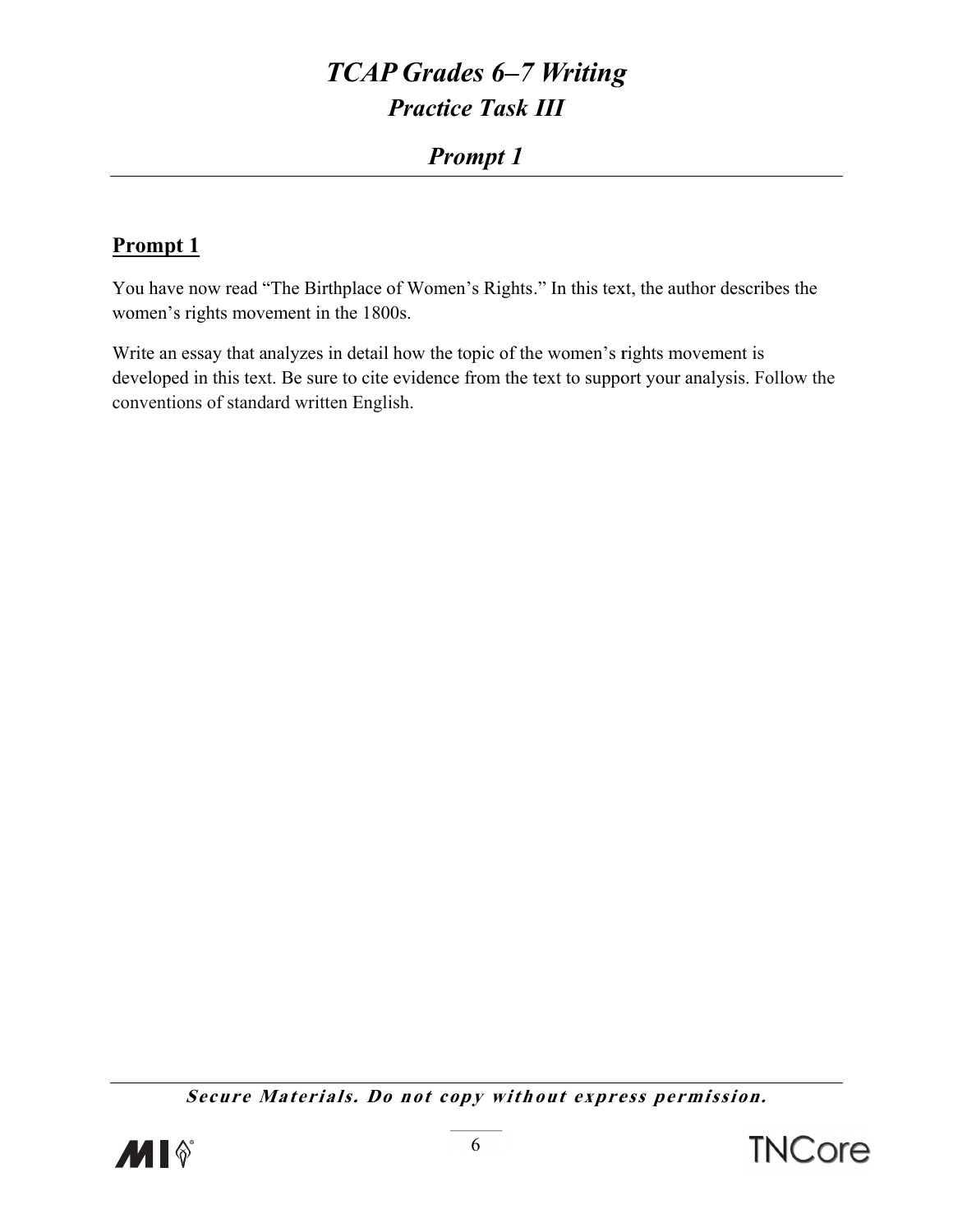# TCAP Grades 6–7 Writing

## Practice Task III

### Prompt 1

**Prompt 1**

You have now read "The Birthplace of Women's Rights." In this text, the author describes the women's rights movement in the 1800s.

Write an essay that analyzes in detail how the topic of the women's rights movement is developed in this text. Be sure to cite evidence from the text to support your analysis. Follow the conventions of standard written English.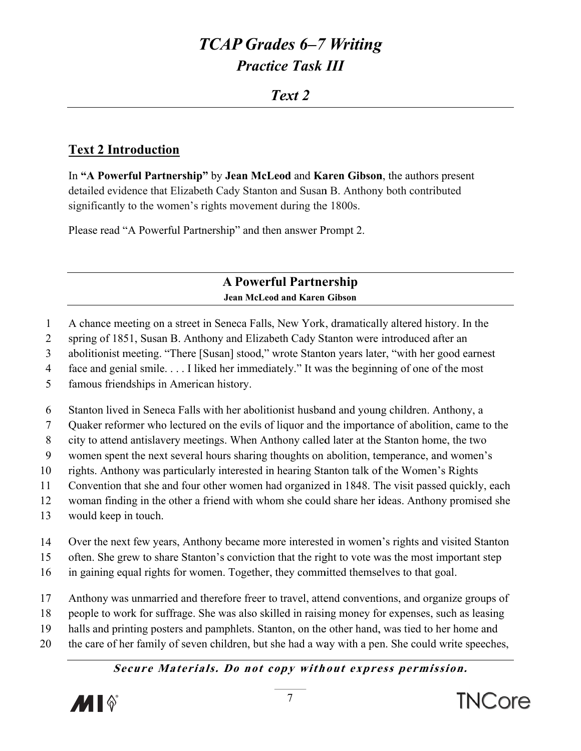# TCAP Grades 6–7 Writing

## Practice Task III

## Text 2

### Text 2 Introduction

In **"A Powerful Partnership"** by **Jean McLeod** and **Karen Gibson**, the authors present detailed evidence that Elizabeth Cady Stanton and Susan B. Anthony both contributed significantly to the women's rights movement during the 1800s.

Please read "A Powerful Partnership" and then answer Prompt 2.

### A Powerful Partnership

**Jean McLeod and Karen Gibson**

A chance meeting on a street in Seneca Falls, New York, dramatically altered history. In the spring of 1851, Susan B. Anthony and Elizabeth Cady Stanton were introduced after an abolitionist meeting. "There [Susan] stood," wrote Stanton years later, "with her good earnest face and genial smile. . . . I liked her immediately." It was the beginning of one of the most famous friendships in American history.

Stanton lived in Seneca Falls with her abolitionist husband and young children. Anthony, a Quaker reformer who lectured on the evils of liquor and the importance of abolition, came to the city to attend antislavery meetings. When Anthony called later at the Stanton home, the two women spent the next several hours sharing thoughts on abolition, temperance, and women's rights. Anthony was particularly interested in hearing Stanton talk of the Women's Rights Convention that she and four other women had organized in 1848. The visit passed quickly, each woman finding in the other a friend with whom she could share her ideas. Anthony promised she would keep in touch.

Over the next few years, Anthony became more interested in women's rights and visited Stanton often. She grew to share Stanton's conviction that the right to vote was the most important step in gaining equal rights for women. Together, they committed themselves to that goal.

Anthony was unmarried and therefore freer to travel, attend conventions, and organize groups of people to work for suffrage. She was also skilled in raising money for expenses, such as leasing halls and printing posters and pamphlets. Stanton, on the other hand, was tied to her home and the care of her family of seven children, but she had a way with a pen. She could write speeches,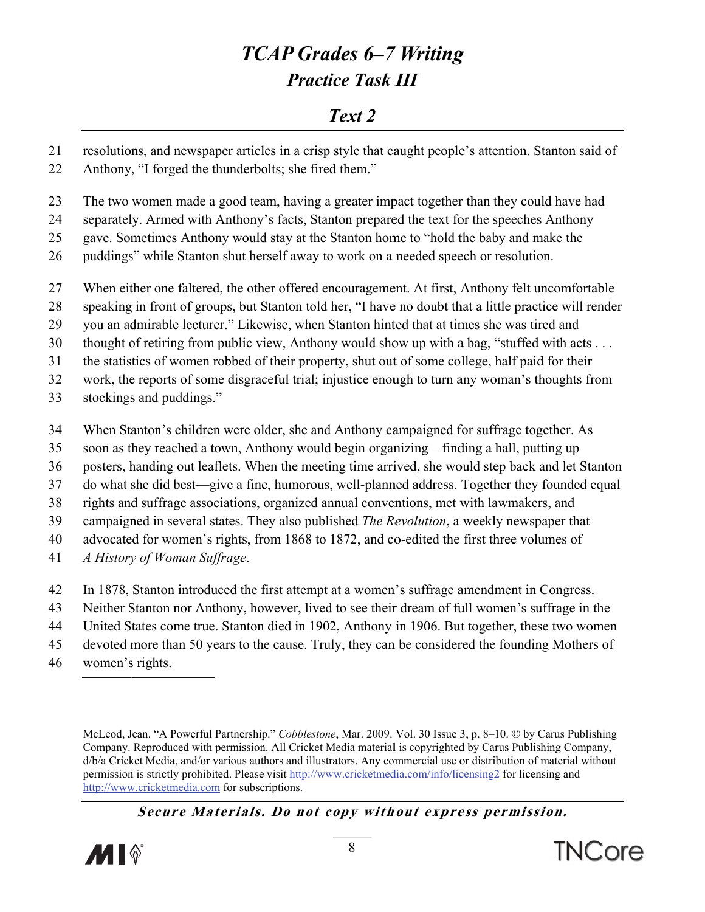# TCAP Grades 6–7 Writing

## Practice Task III

### Text 2

resolutions, and newspaper articles in a crisp style that caught people's attention. Stanton said of Anthony, "I forged the thunderbolts; she fired them."

The two women made a good team, having a greater impact together than they could have had separately. Armed with Anthony's facts, Stanton prepared the text for the speeches Anthony gave. Sometimes Anthony would stay at the Stanton home to "hold the baby and make the puddings" while Stanton shut herself away to work on a needed speech or resolution.

When either one faltered, the other offered encouragement. At first, Anthony felt uncomfortable speaking in front of groups, but Stanton told her, "I have no doubt that a little practice will render you an admirable lecturer." Likewise, when Stanton hinted that at times she was tired and thought of retiring from public view, Anthony would show up with a bag, "stuffed with acts . . . the statistics of women robbed of their property, shut out of some college, half paid for their work, the reports of some disgraceful trial; injustice enough to turn any woman's thoughts from stockings and puddings."

When Stanton's children were older, she and Anthony campaigned for suffrage together. As soon as they reached a town, Anthony would begin organizing—finding a hall, putting up posters, handing out leaflets. When the meeting time arrived, she would step back and let Stanton do what she did best—give a fine, humorous, well-planned address. Together they founded equal rights and suffrage associations, organized annual conventions, met with lawmakers, and campaigned in several states. They also published *The Revolution*, a weekly newspaper that advocated for women's rights, from 1868 to 1872, and co-edited the first three volumes of *A History of Woman Suffrage*.

In 1878, Stanton introduced the first attempt at a women's suffrage amendment in Congress. Neither Stanton nor Anthony, however, lived to see their dream of full women's suffrage in the United States come true. Stanton died in 1902, Anthony in 1906. But together, these two women devoted more than 50 years to the cause. Truly, they can be considered the founding Mothers of women's rights.

---

McLeod, Jean. "A Powerful Partnership." *Cobblestone*, Mar. 2009. Vol. 30 Issue 3, p. 8–10. © by Carus Publishing Company. Reproduced with permission. All Cricket Media material is copyrighted by Carus Publishing Company, d/b/a Cricket Media, and/or various authors and illustrators. Any commercial use or distribution of material without permission is strictly prohibited. Please visit http://www.cricketmedia.com/info/licensing2 for licensing and http://www.cricketmedia.com for subscriptions.

***Secure Materials. Do not copy without express permission.***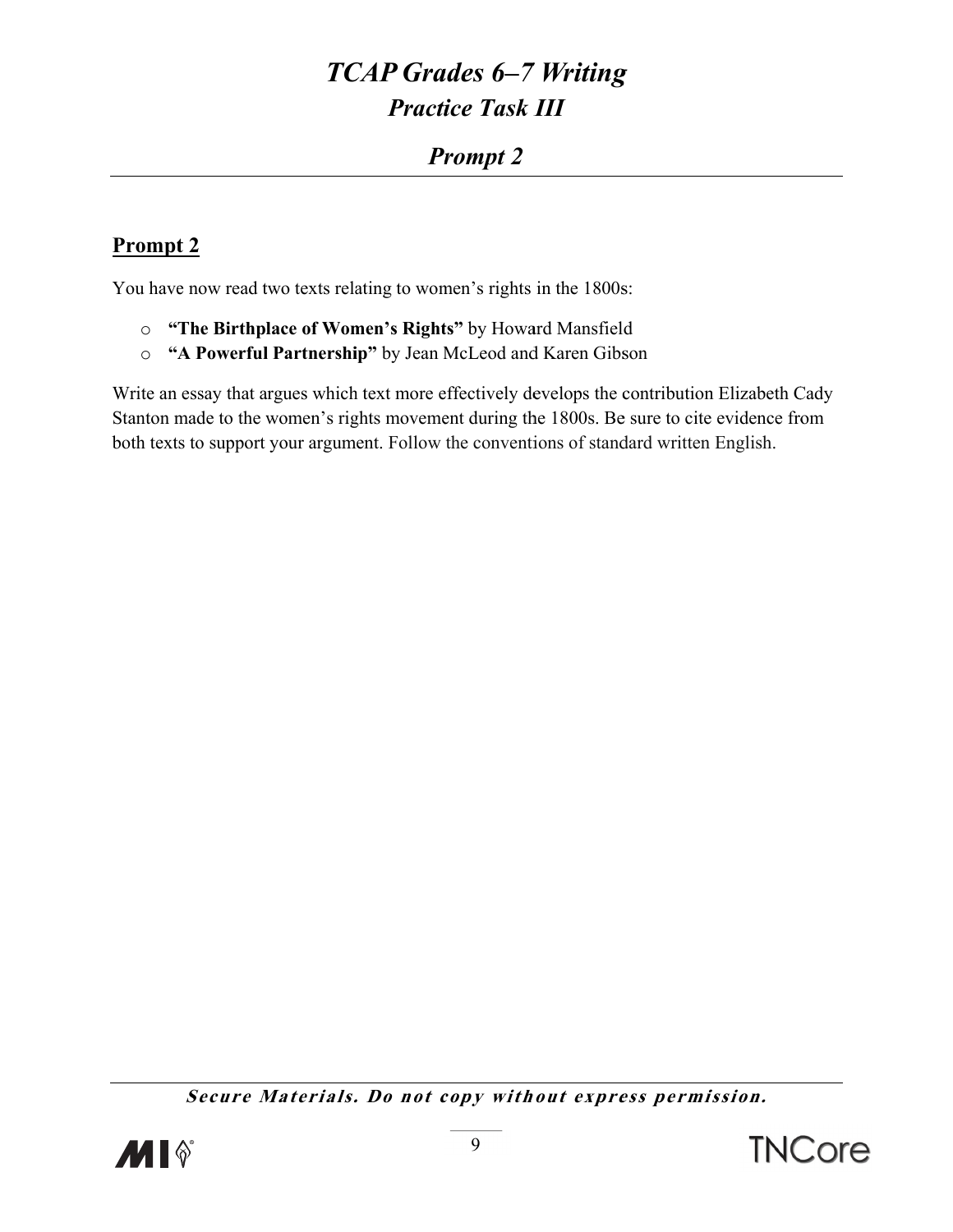# *TCAP Grades 6–7 Writing*

## *Practice Task III*

## *Prompt 2*

**Prompt 2**

You have now read two texts relating to women's rights in the 1800s:

- **"The Birthplace of Women's Rights"** by Howard Mansfield
- **"A Powerful Partnership"** by Jean McLeod and Karen Gibson

Write an essay that argues which text more effectively develops the contribution Elizabeth Cady Stanton made to the women's rights movement during the 1800s. Be sure to cite evidence from both texts to support your argument. Follow the conventions of standard written English.